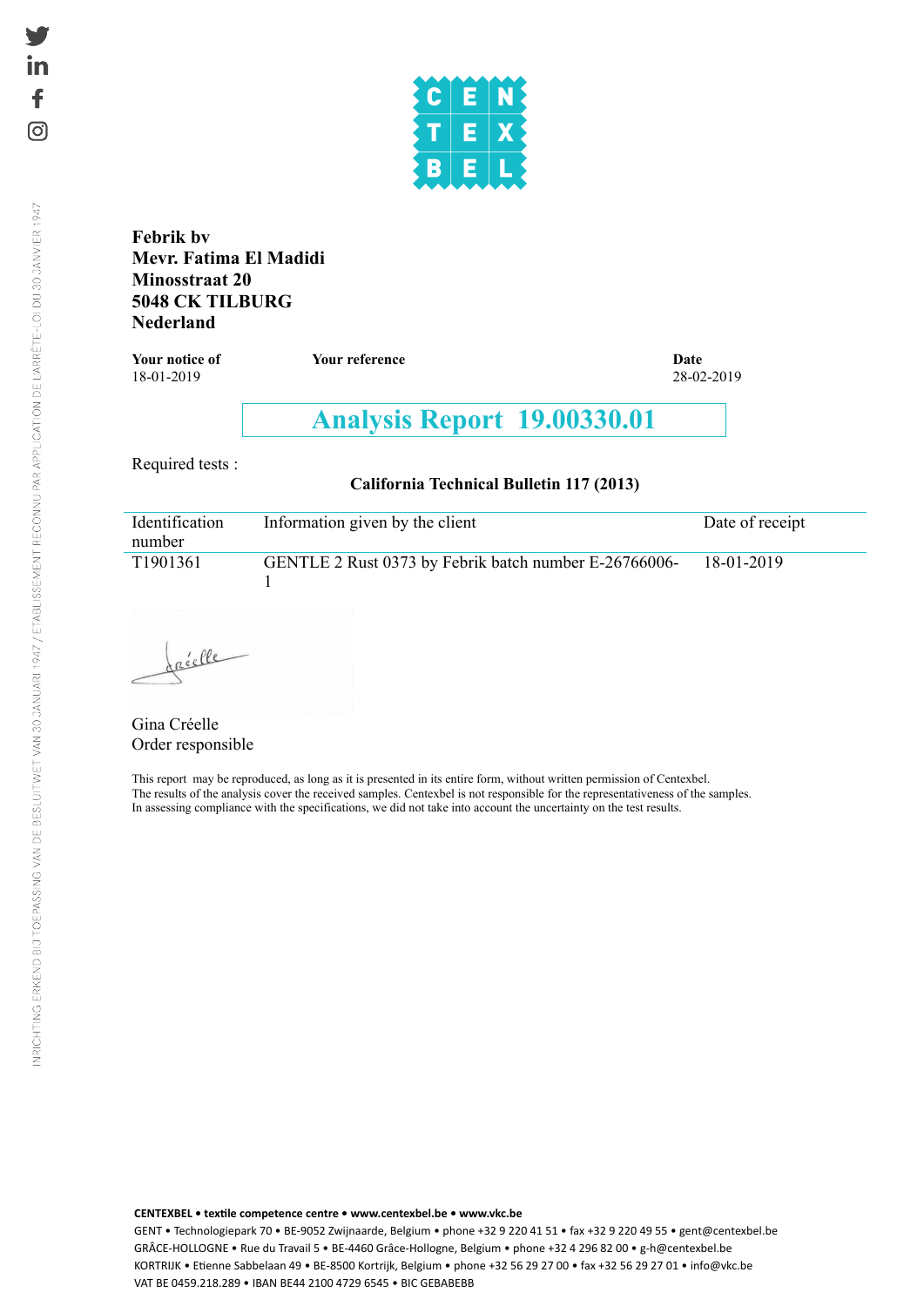**Febrik bv**
**Mevr. Fatima El Madidi**
**Minosstraat 20**
**5048 CK TILBURG**
**Nederland**

| **Your notice of** | **Your reference** | **Date** |
|---|---|---|
| 18-01-2019 | | 28-02-2019 |

# Analysis Report 19.00330.01

Required tests :

**California Technical Bulletin 117 (2013)**

| Identification number | Information given by the client | Date of receipt |
|---|---|---|
| T1901361 | GENTLE 2 Rust 0373 by Febrik batch number E-26766006-1 | 18-01-2019 |

Gina Créelle
Order responsible

This report may be reproduced, as long as it is presented in its entire form, without written permission of Centexbel.
The results of the analysis cover the received samples. Centexbel is not responsible for the representativeness of the samples.
In assessing compliance with the specifications, we did not take into account the uncertainty on the test results.

INRICHTING ERKEND BIJ TOEPASSING VAN DE BESLUITWET VAN 30 JANUARI 1947 / ETABLISSEMENT RECONNU PAR APPLICATION DE L'ARRÊTE-LOI DU 30 JANVIER 1947

**CENTEXBEL • textile competence centre • www.centexbel.be • www.vkc.be**
GENT • Technologiepark 70 • BE-9052 Zwijnaarde, Belgium • phone +32 9 220 41 51 • fax +32 9 220 49 55 • gent@centexbel.be
GRÂCE-HOLLOGNE • Rue du Travail 5 • BE-4460 Grâce-Hollogne, Belgium • phone +32 4 296 82 00 • g-h@centexbel.be
KORTRIJK • Etienne Sabbelaan 49 • BE-8500 Kortrijk, Belgium • phone +32 56 29 27 00 • fax +32 56 29 27 01 • info@vkc.be
VAT BE 0459.218.289 • IBAN BE44 2100 4729 6545 • BIC GEBABEBB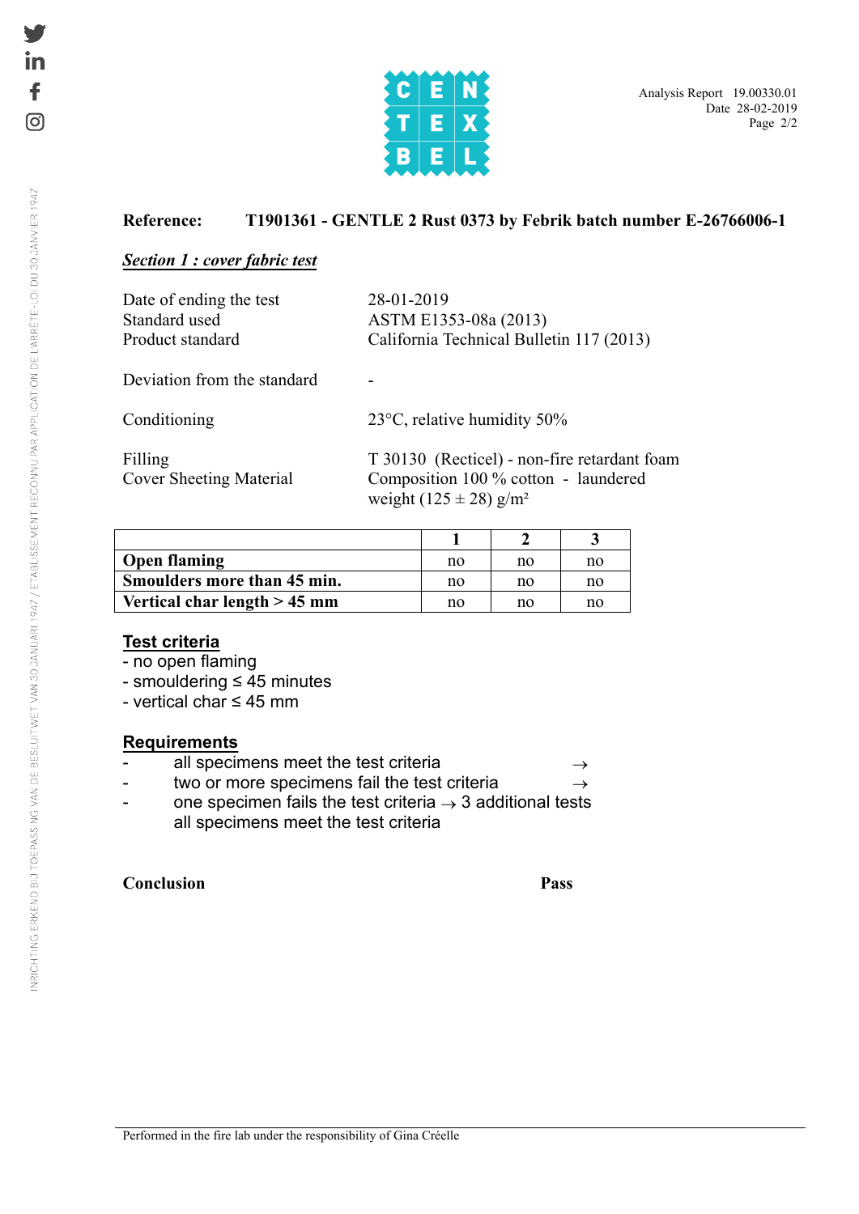CENTEXBEL

Analysis Report 19.00330.01
Date 28-02-2019

**Reference:** **T1901361 - GENTLE 2 Rust 0373 by Febrik batch number E-26766006-1**

***Section 1 : cover fabric test***

| | |
|---|---|
| Date of ending the test | 28-01-2019 |
| Standard used | ASTM E1353-08a (2013) |
| Product standard | California Technical Bulletin 117 (2013) |
| Deviation from the standard | - |
| Conditioning | 23°C, relative humidity 50% |
| Filling | T 30130 (Recticel) - non-fire retardant foam |
| Cover Sheeting Material | Composition 100 % cotton - laundered<br>weight (125 ± 28) g/m² |

| | 1 | 2 | 3 |
|---|---|---|---|
| **Open flaming** | no | no | no |
| **Smoulders more than 45 min.** | no | no | no |
| **Vertical char length > 45 mm** | no | no | no |

**Test criteria**

- no open flaming
- smouldering ≤ 45 minutes
- vertical char ≤ 45 mm

**Requirements**

- all specimens meet the test criteria →
- two or more specimens fail the test criteria →
- one specimen fails the test criteria → 3 additional tests
  all specimens meet the test criteria

**Conclusion** **Pass**

Performed in the fire lab under the responsibility of Gina Créelle